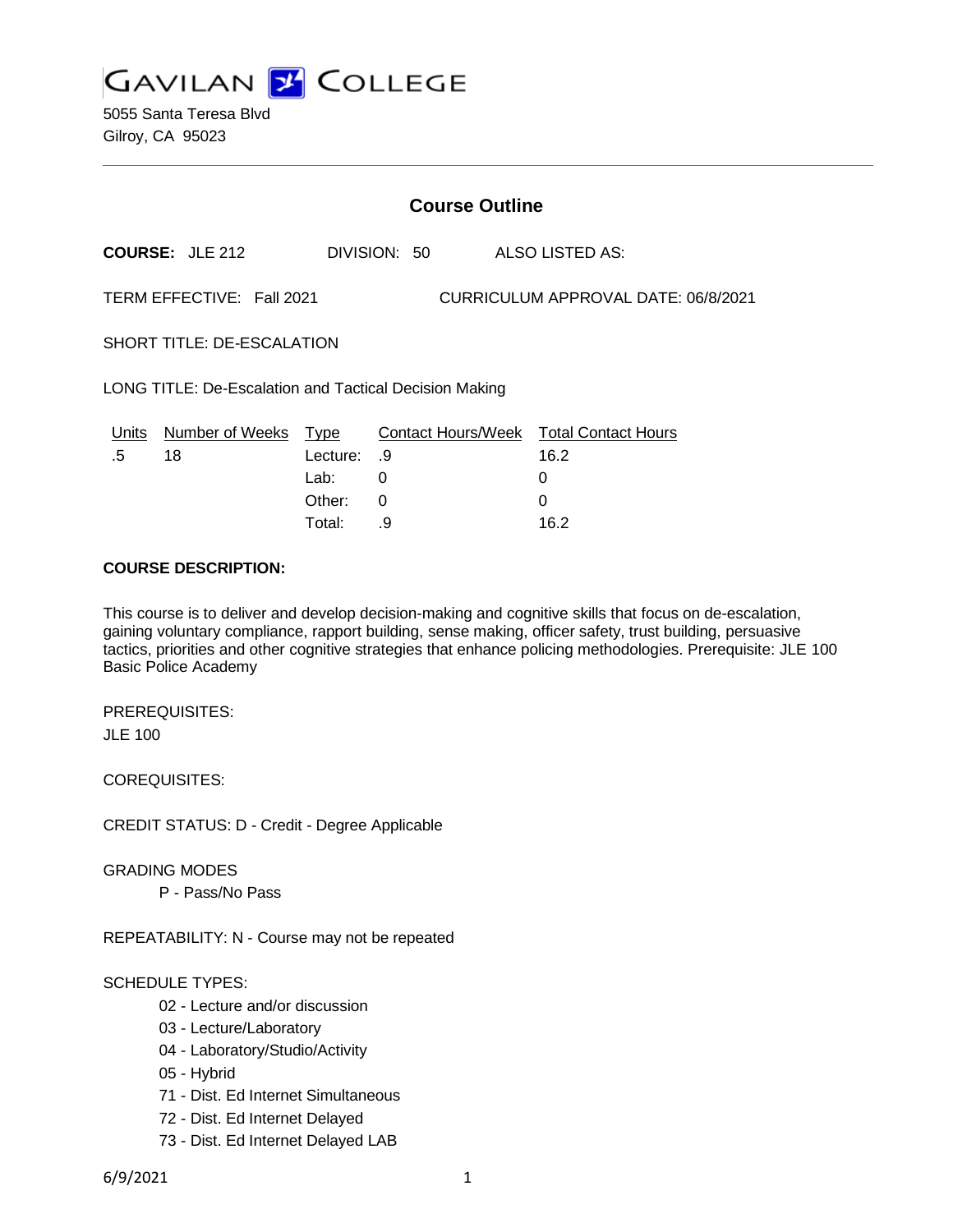# GAVILAN COLLEGE

5055 Santa Teresa Blvd
Gilroy, CA 95023

## Course Outline

**COURSE:** JLE 212 DIVISION: 50 ALSO LISTED AS:

TERM EFFECTIVE: Fall 2021 CURRICULUM APPROVAL DATE: 06/8/2021

SHORT TITLE: DE-ESCALATION

LONG TITLE: De-Escalation and Tactical Decision Making

| Units | Number of Weeks | Type | Contact Hours/Week | Total Contact Hours |
|---|---|---|---|---|
| .5 | 18 | Lecture: | .9 | 16.2 |
| | | Lab: | 0 | 0 |
| | | Other: | 0 | 0 |
| | | Total: | .9 | 16.2 |

**COURSE DESCRIPTION:**

This course is to deliver and develop decision-making and cognitive skills that focus on de-escalation, gaining voluntary compliance, rapport building, sense making, officer safety, trust building, persuasive tactics, priorities and other cognitive strategies that enhance policing methodologies. Prerequisite: JLE 100 Basic Police Academy

PREREQUISITES:

JLE 100

COREQUISITES:

CREDIT STATUS: D - Credit - Degree Applicable

GRADING MODES

- P - Pass/No Pass

REPEATABILITY: N - Course may not be repeated

SCHEDULE TYPES:

- 02 - Lecture and/or discussion
- 03 - Lecture/Laboratory
- 04 - Laboratory/Studio/Activity
- 05 - Hybrid
- 71 - Dist. Ed Internet Simultaneous
- 72 - Dist. Ed Internet Delayed
- 73 - Dist. Ed Internet Delayed LAB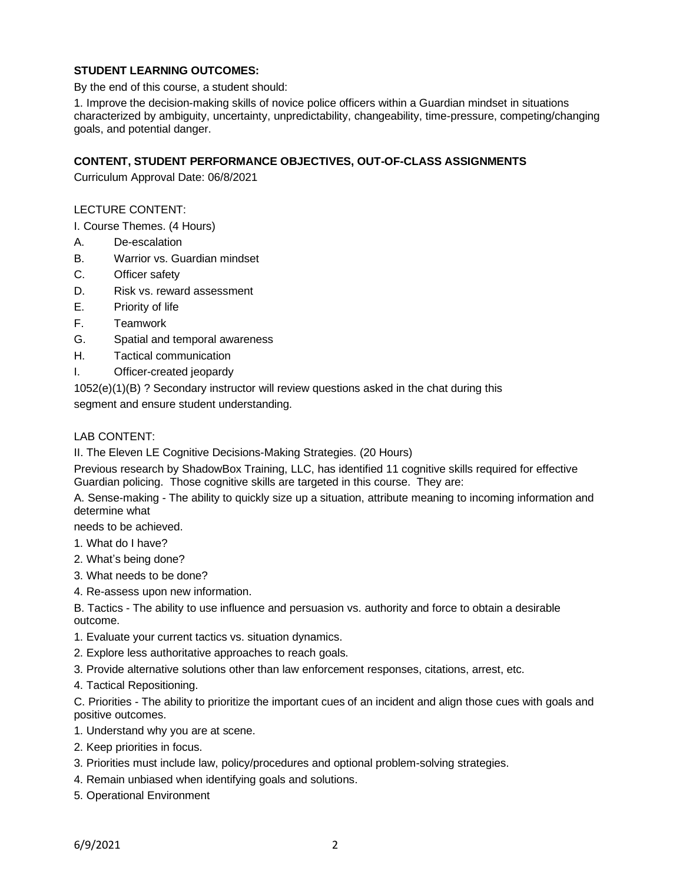**STUDENT LEARNING OUTCOMES:**

By the end of this course, a student should:

1. Improve the decision-making skills of novice police officers within a Guardian mindset in situations characterized by ambiguity, uncertainty, unpredictability, changeability, time-pressure, competing/changing goals, and potential danger.

**CONTENT, STUDENT PERFORMANCE OBJECTIVES, OUT-OF-CLASS ASSIGNMENTS**

Curriculum Approval Date: 06/8/2021

LECTURE CONTENT:

I. Course Themes. (4 Hours)

A. De-escalation

B. Warrior vs. Guardian mindset

C. Officer safety

D. Risk vs. reward assessment

E. Priority of life

F. Teamwork

G. Spatial and temporal awareness

H. Tactical communication

I. Officer-created jeopardy

1052(e)(1)(B) ? Secondary instructor will review questions asked in the chat during this segment and ensure student understanding.

LAB CONTENT:

II. The Eleven LE Cognitive Decisions-Making Strategies. (20 Hours)

Previous research by ShadowBox Training, LLC, has identified 11 cognitive skills required for effective Guardian policing. Those cognitive skills are targeted in this course. They are:

A. Sense-making - The ability to quickly size up a situation, attribute meaning to incoming information and determine what

needs to be achieved.

1. What do I have?
2. What's being done?
3. What needs to be done?
4. Re-assess upon new information.

B. Tactics - The ability to use influence and persuasion vs. authority and force to obtain a desirable outcome.

1. Evaluate your current tactics vs. situation dynamics.
2. Explore less authoritative approaches to reach goals.
3. Provide alternative solutions other than law enforcement responses, citations, arrest, etc.
4. Tactical Repositioning.

C. Priorities - The ability to prioritize the important cues of an incident and align those cues with goals and positive outcomes.

1. Understand why you are at scene.
2. Keep priorities in focus.
3. Priorities must include law, policy/procedures and optional problem-solving strategies.
4. Remain unbiased when identifying goals and solutions.
5. Operational Environment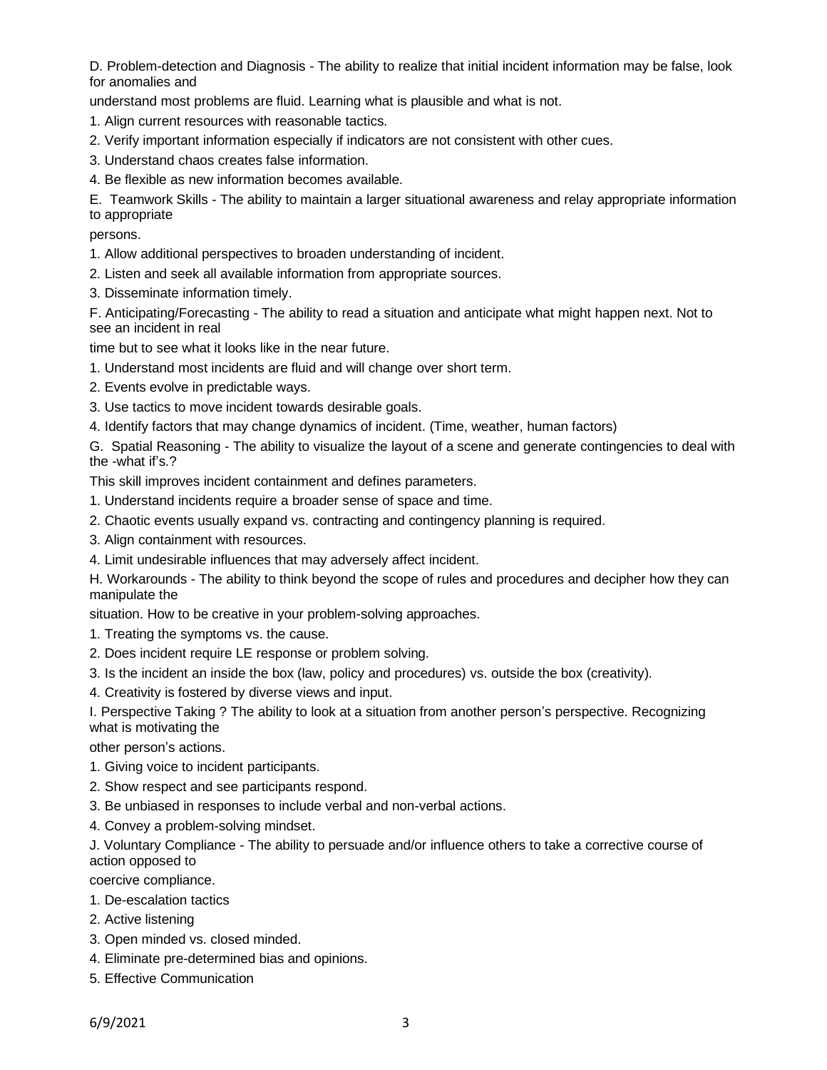D. Problem-detection and Diagnosis - The ability to realize that initial incident information may be false, look for anomalies and understand most problems are fluid. Learning what is plausible and what is not.

1. Align current resources with reasonable tactics.
2. Verify important information especially if indicators are not consistent with other cues.
3. Understand chaos creates false information.
4. Be flexible as new information becomes available.

E. Teamwork Skills - The ability to maintain a larger situational awareness and relay appropriate information to appropriate persons.

1. Allow additional perspectives to broaden understanding of incident.
2. Listen and seek all available information from appropriate sources.
3. Disseminate information timely.

F. Anticipating/Forecasting - The ability to read a situation and anticipate what might happen next. Not to see an incident in real time but to see what it looks like in the near future.

1. Understand most incidents are fluid and will change over short term.
2. Events evolve in predictable ways.
3. Use tactics to move incident towards desirable goals.
4. Identify factors that may change dynamics of incident. (Time, weather, human factors)

G. Spatial Reasoning - The ability to visualize the layout of a scene and generate contingencies to deal with the -what if's.?
This skill improves incident containment and defines parameters.

1. Understand incidents require a broader sense of space and time.
2. Chaotic events usually expand vs. contracting and contingency planning is required.
3. Align containment with resources.
4. Limit undesirable influences that may adversely affect incident.

H. Workarounds - The ability to think beyond the scope of rules and procedures and decipher how they can manipulate the situation. How to be creative in your problem-solving approaches.

1. Treating the symptoms vs. the cause.
2. Does incident require LE response or problem solving.
3. Is the incident an inside the box (law, policy and procedures) vs. outside the box (creativity).
4. Creativity is fostered by diverse views and input.

I. Perspective Taking ? The ability to look at a situation from another person's perspective. Recognizing what is motivating the other person's actions.

1. Giving voice to incident participants.
2. Show respect and see participants respond.
3. Be unbiased in responses to include verbal and non-verbal actions.
4. Convey a problem-solving mindset.

J. Voluntary Compliance - The ability to persuade and/or influence others to take a corrective course of action opposed to coercive compliance.

1. De-escalation tactics
2. Active listening
3. Open minded vs. closed minded.
4. Eliminate pre-determined bias and opinions.
5. Effective Communication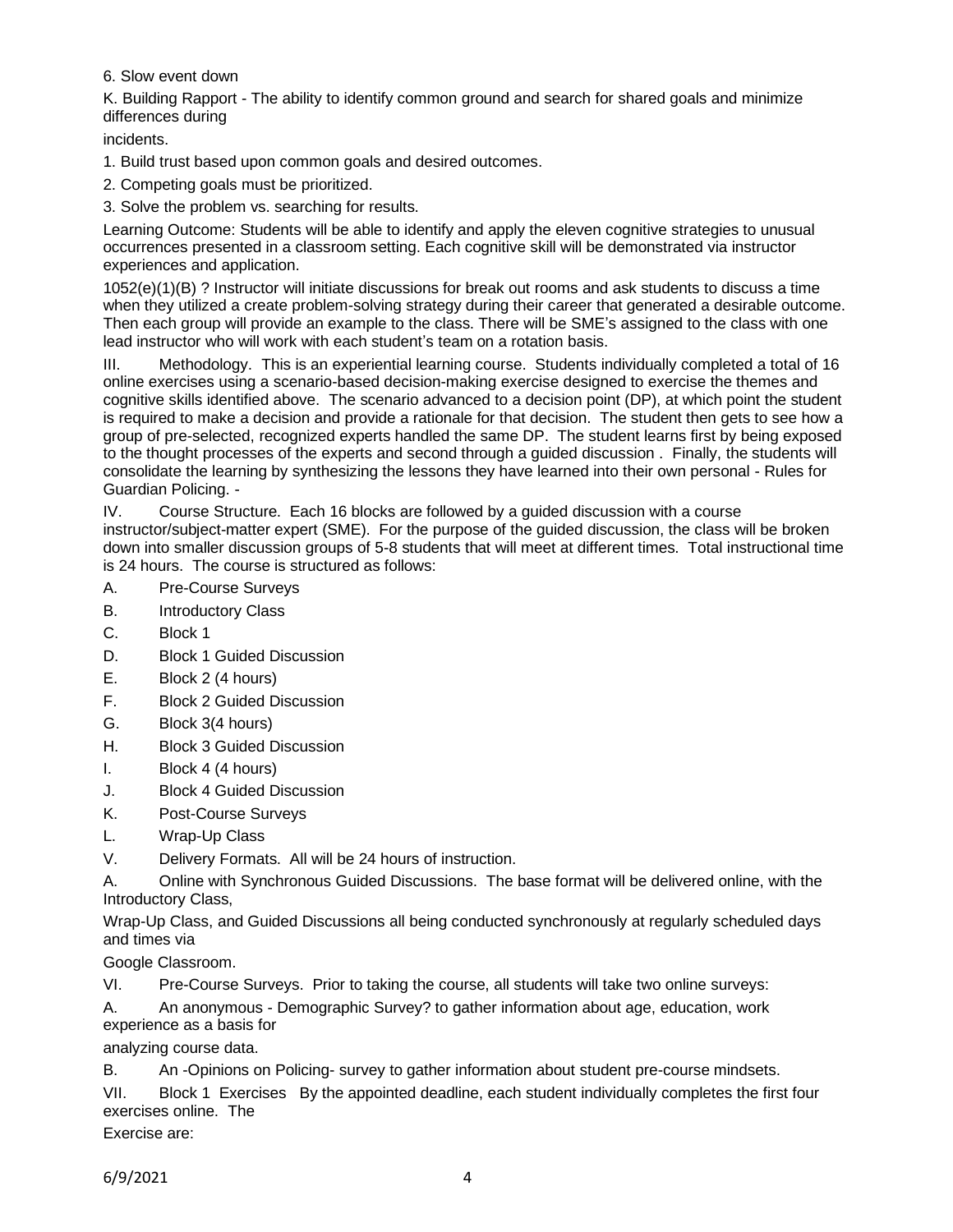6. Slow event down

K. Building Rapport - The ability to identify common ground and search for shared goals and minimize differences during

incidents.

1. Build trust based upon common goals and desired outcomes.

2. Competing goals must be prioritized.

3. Solve the problem vs. searching for results.

Learning Outcome: Students will be able to identify and apply the eleven cognitive strategies to unusual occurrences presented in a classroom setting. Each cognitive skill will be demonstrated via instructor experiences and application.

1052(e)(1)(B) ? Instructor will initiate discussions for break out rooms and ask students to discuss a time when they utilized a create problem-solving strategy during their career that generated a desirable outcome. Then each group will provide an example to the class. There will be SME's assigned to the class with one lead instructor who will work with each student's team on a rotation basis.

III. Methodology. This is an experiential learning course. Students individually completed a total of 16 online exercises using a scenario-based decision-making exercise designed to exercise the themes and cognitive skills identified above. The scenario advanced to a decision point (DP), at which point the student is required to make a decision and provide a rationale for that decision. The student then gets to see how a group of pre-selected, recognized experts handled the same DP. The student learns first by being exposed to the thought processes of the experts and second through a guided discussion . Finally, the students will consolidate the learning by synthesizing the lessons they have learned into their own personal - Rules for Guardian Policing. -

IV. Course Structure. Each 16 blocks are followed by a guided discussion with a course instructor/subject-matter expert (SME). For the purpose of the guided discussion, the class will be broken down into smaller discussion groups of 5-8 students that will meet at different times. Total instructional time is 24 hours. The course is structured as follows:

A. Pre-Course Surveys

B. Introductory Class

C. Block 1

D. Block 1 Guided Discussion

E. Block 2 (4 hours)

F. Block 2 Guided Discussion

G. Block 3(4 hours)

H. Block 3 Guided Discussion

I. Block 4 (4 hours)

J. Block 4 Guided Discussion

K. Post-Course Surveys

L. Wrap-Up Class

V. Delivery Formats. All will be 24 hours of instruction.

A. Online with Synchronous Guided Discussions. The base format will be delivered online, with the Introductory Class,

Wrap-Up Class, and Guided Discussions all being conducted synchronously at regularly scheduled days and times via

Google Classroom.

VI. Pre-Course Surveys. Prior to taking the course, all students will take two online surveys:

A. An anonymous - Demographic Survey? to gather information about age, education, work experience as a basis for

analyzing course data.

B. An -Opinions on Policing- survey to gather information about student pre-course mindsets.

VII. Block 1 Exercises By the appointed deadline, each student individually completes the first four exercises online. The

Exercise are: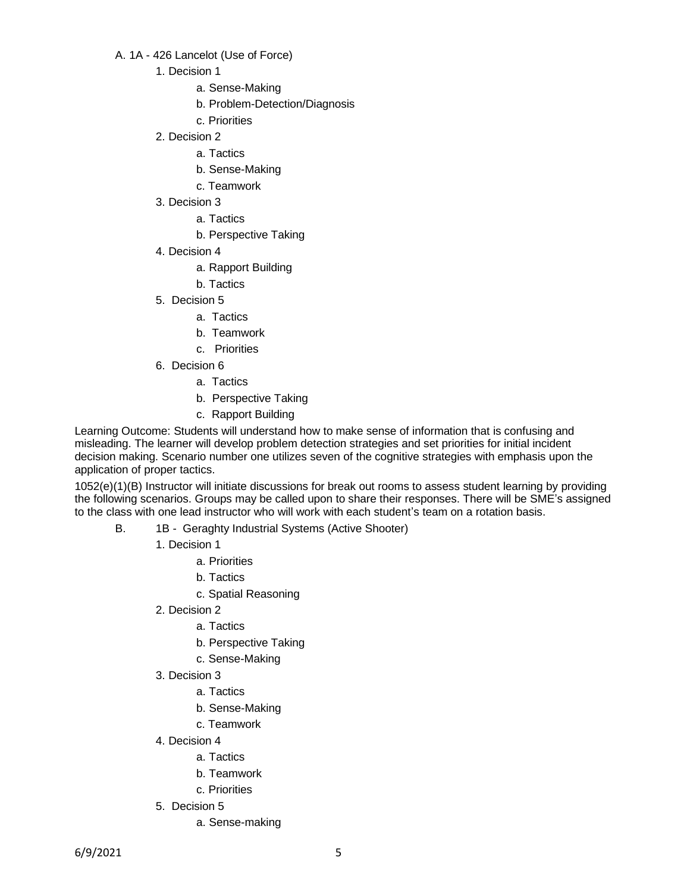A. 1A - 426 Lancelot (Use of Force)

1. Decision 1
    a. Sense-Making
    b. Problem-Detection/Diagnosis
    c. Priorities
2. Decision 2
    a. Tactics
    b. Sense-Making
    c. Teamwork
3. Decision 3
    a. Tactics
    b. Perspective Taking
4. Decision 4
    a. Rapport Building
    b. Tactics
5. Decision 5
    a. Tactics
    b. Teamwork
    c. Priorities
6. Decision 6
    a. Tactics
    b. Perspective Taking
    c. Rapport Building

Learning Outcome: Students will understand how to make sense of information that is confusing and misleading. The learner will develop problem detection strategies and set priorities for initial incident decision making. Scenario number one utilizes seven of the cognitive strategies with emphasis upon the application of proper tactics.

1052(e)(1)(B) Instructor will initiate discussions for break out rooms to assess student learning by providing the following scenarios. Groups may be called upon to share their responses. There will be SME's assigned to the class with one lead instructor who will work with each student's team on a rotation basis.

B. 1B - Geraghty Industrial Systems (Active Shooter)

1. Decision 1
    a. Priorities
    b. Tactics
    c. Spatial Reasoning
2. Decision 2
    a. Tactics
    b. Perspective Taking
    c. Sense-Making
3. Decision 3
    a. Tactics
    b. Sense-Making
    c. Teamwork
4. Decision 4
    a. Tactics
    b. Teamwork
    c. Priorities
5. Decision 5
    a. Sense-making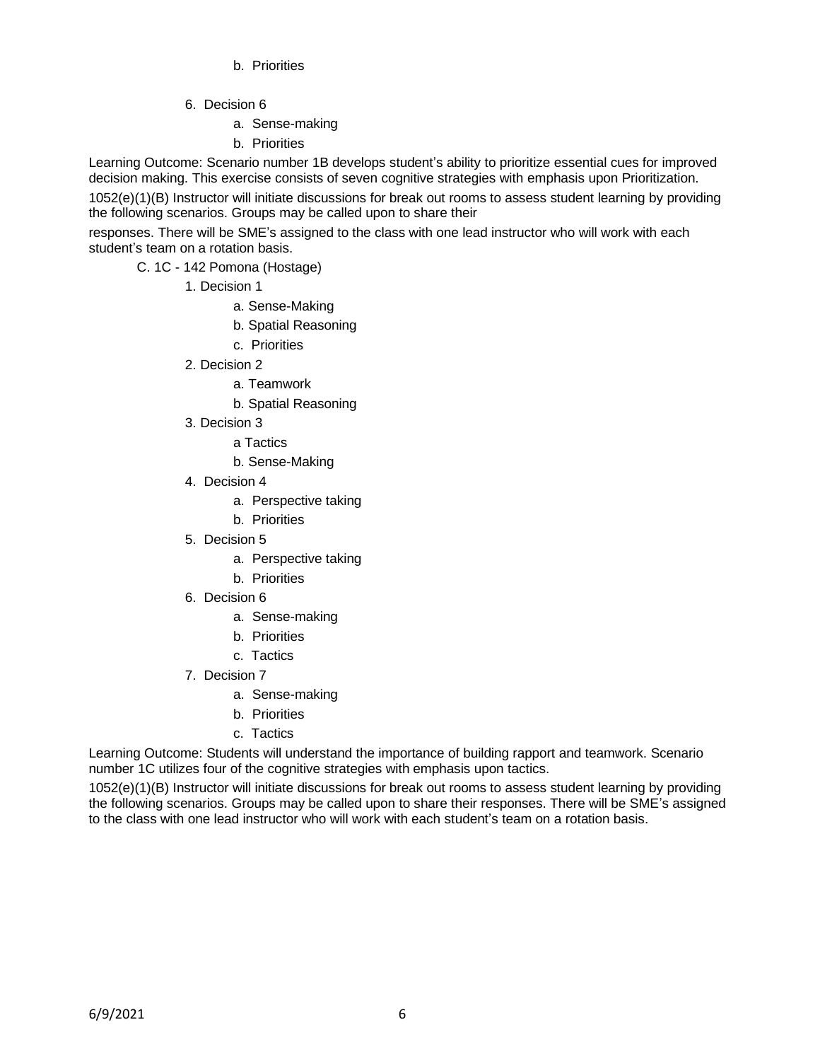b. Priorities

6. Decision 6
   a. Sense-making
   b. Priorities

Learning Outcome: Scenario number 1B develops student's ability to prioritize essential cues for improved decision making. This exercise consists of seven cognitive strategies with emphasis upon Prioritization.

1052(e)(1)(B) Instructor will initiate discussions for break out rooms to assess student learning by providing the following scenarios. Groups may be called upon to share their

responses. There will be SME's assigned to the class with one lead instructor who will work with each student's team on a rotation basis.

C. 1C - 142 Pomona (Hostage)

1. Decision 1
   a. Sense-Making
   b. Spatial Reasoning
   c. Priorities
2. Decision 2
   a. Teamwork
   b. Spatial Reasoning
3. Decision 3
   a Tactics
   b. Sense-Making
4. Decision 4
   a. Perspective taking
   b. Priorities
5. Decision 5
   a. Perspective taking
   b. Priorities
6. Decision 6
   a. Sense-making
   b. Priorities
   c. Tactics
7. Decision 7
   a. Sense-making
   b. Priorities
   c. Tactics

Learning Outcome: Students will understand the importance of building rapport and teamwork. Scenario number 1C utilizes four of the cognitive strategies with emphasis upon tactics.

1052(e)(1)(B) Instructor will initiate discussions for break out rooms to assess student learning by providing the following scenarios. Groups may be called upon to share their responses. There will be SME's assigned to the class with one lead instructor who will work with each student's team on a rotation basis.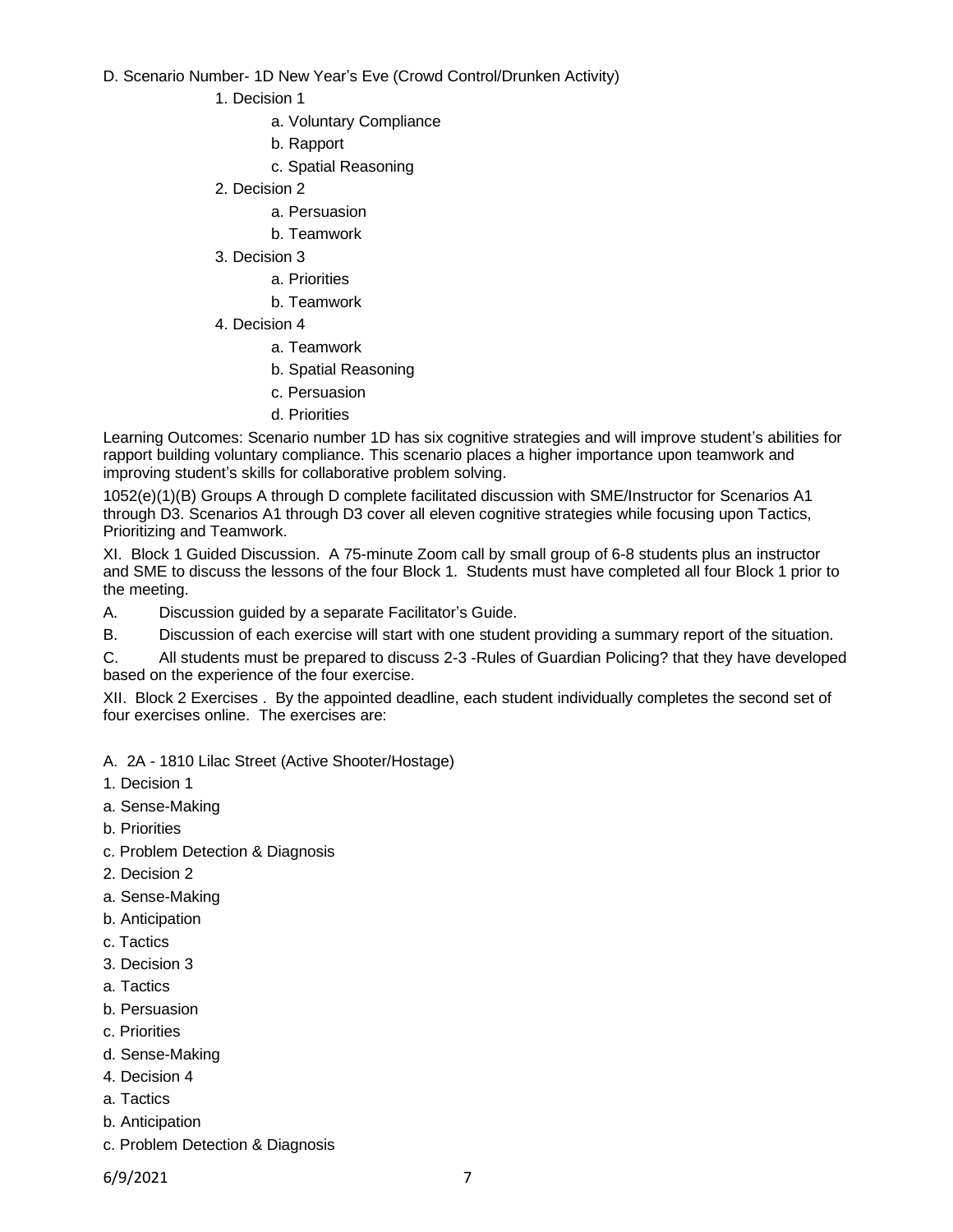D. Scenario Number- 1D New Year's Eve (Crowd Control/Drunken Activity)

1. Decision 1
    a. Voluntary Compliance
    b. Rapport
    c. Spatial Reasoning
2. Decision 2
    a. Persuasion
    b. Teamwork
3. Decision 3
    a. Priorities
    b. Teamwork
4. Decision 4
    a. Teamwork
    b. Spatial Reasoning
    c. Persuasion
    d. Priorities

Learning Outcomes: Scenario number 1D has six cognitive strategies and will improve student's abilities for rapport building voluntary compliance. This scenario places a higher importance upon teamwork and improving student's skills for collaborative problem solving.

1052(e)(1)(B) Groups A through D complete facilitated discussion with SME/Instructor for Scenarios A1 through D3. Scenarios A1 through D3 cover all eleven cognitive strategies while focusing upon Tactics, Prioritizing and Teamwork.

XI. Block 1 Guided Discussion. A 75-minute Zoom call by small group of 6-8 students plus an instructor and SME to discuss the lessons of the four Block 1. Students must have completed all four Block 1 prior to the meeting.

A. Discussion guided by a separate Facilitator's Guide.

B. Discussion of each exercise will start with one student providing a summary report of the situation.

C. All students must be prepared to discuss 2-3 -Rules of Guardian Policing? that they have developed based on the experience of the four exercise.

XII. Block 2 Exercises . By the appointed deadline, each student individually completes the second set of four exercises online. The exercises are:

A. 2A - 1810 Lilac Street (Active Shooter/Hostage)

1. Decision 1
a. Sense-Making
b. Priorities
c. Problem Detection & Diagnosis
2. Decision 2
a. Sense-Making
b. Anticipation
c. Tactics
3. Decision 3
a. Tactics
b. Persuasion
c. Priorities
d. Sense-Making
4. Decision 4
a. Tactics
b. Anticipation
c. Problem Detection & Diagnosis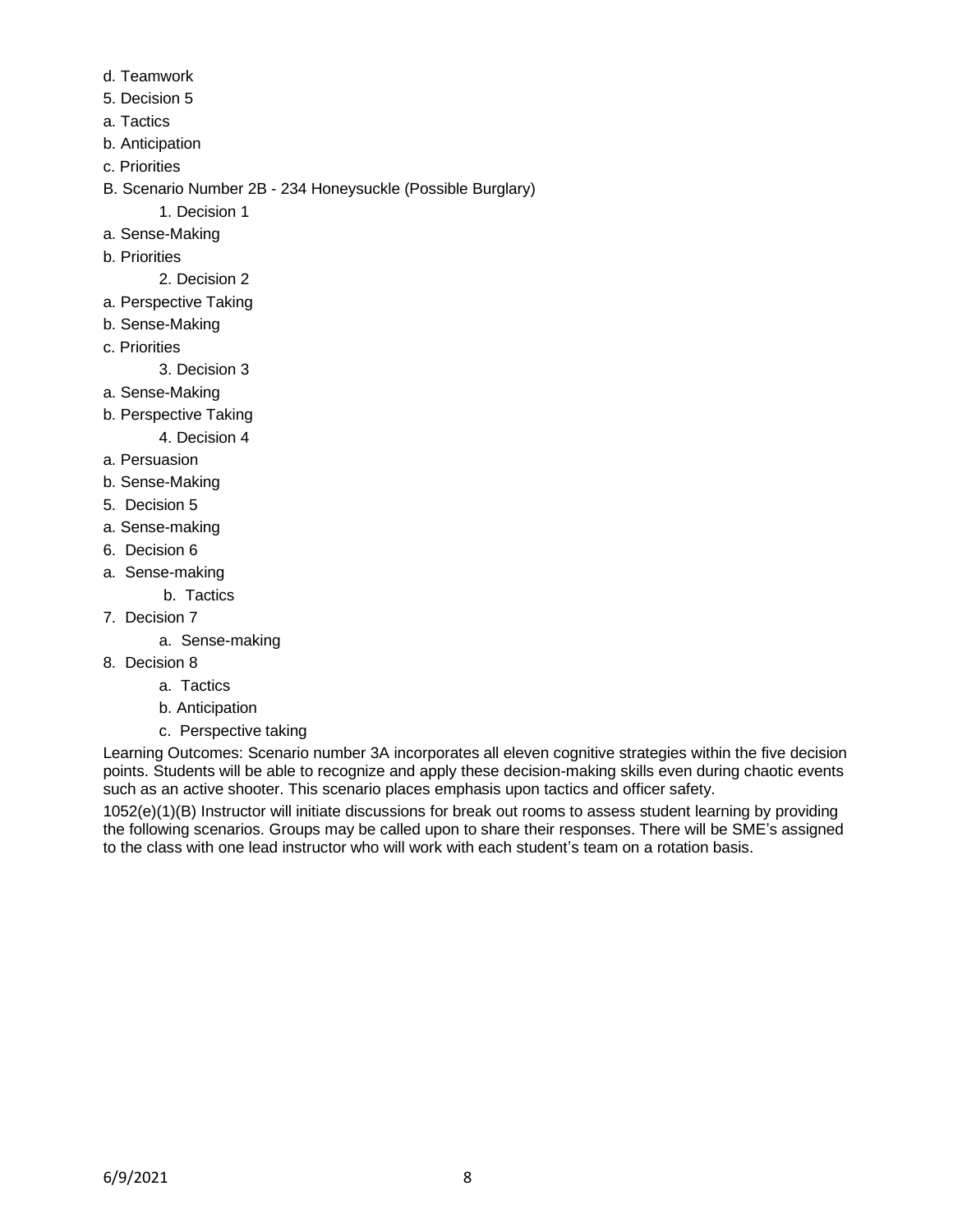d. Teamwork

5. Decision 5

a. Tactics

b. Anticipation

c. Priorities

B. Scenario Number 2B - 234 Honeysuckle (Possible Burglary)

1. Decision 1

a. Sense-Making

b. Priorities

2. Decision 2

a. Perspective Taking

b. Sense-Making

c. Priorities

3. Decision 3

a. Sense-Making

b. Perspective Taking

4. Decision 4

a. Persuasion

b. Sense-Making

5. Decision 5

a. Sense-making

6. Decision 6

a. Sense-making

b. Tactics

7. Decision 7

a. Sense-making

8. Decision 8

a. Tactics

b. Anticipation

c. Perspective taking

Learning Outcomes: Scenario number 3A incorporates all eleven cognitive strategies within the five decision points. Students will be able to recognize and apply these decision-making skills even during chaotic events such as an active shooter. This scenario places emphasis upon tactics and officer safety.

1052(e)(1)(B) Instructor will initiate discussions for break out rooms to assess student learning by providing the following scenarios. Groups may be called upon to share their responses. There will be SME's assigned to the class with one lead instructor who will work with each student's team on a rotation basis.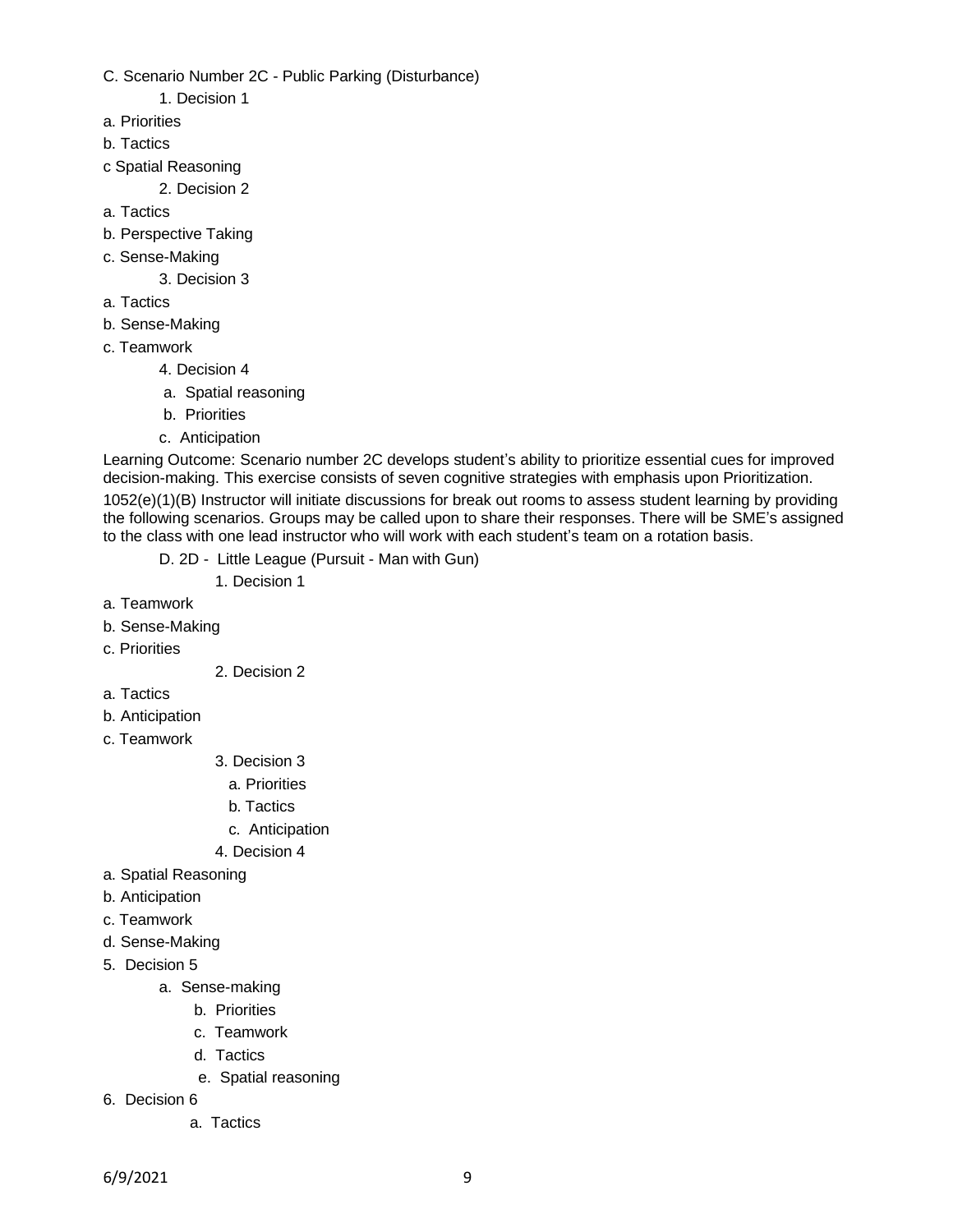C. Scenario Number 2C - Public Parking (Disturbance)

1. Decision 1

a. Priorities

b. Tactics

c Spatial Reasoning

2. Decision 2

a. Tactics

b. Perspective Taking

c. Sense-Making

3. Decision 3

a. Tactics

b. Sense-Making

c. Teamwork

4. Decision 4

a. Spatial reasoning

b. Priorities

c. Anticipation

Learning Outcome: Scenario number 2C develops student's ability to prioritize essential cues for improved decision-making. This exercise consists of seven cognitive strategies with emphasis upon Prioritization.

1052(e)(1)(B) Instructor will initiate discussions for break out rooms to assess student learning by providing the following scenarios. Groups may be called upon to share their responses. There will be SME's assigned to the class with one lead instructor who will work with each student's team on a rotation basis.

D. 2D - Little League (Pursuit - Man with Gun)

1. Decision 1

a. Teamwork

b. Sense-Making

c. Priorities

2. Decision 2

a. Tactics

b. Anticipation

c. Teamwork

3. Decision 3

a. Priorities

b. Tactics

c. Anticipation

4. Decision 4

a. Spatial Reasoning

b. Anticipation

c. Teamwork

d. Sense-Making

5. Decision 5

a. Sense-making

b. Priorities

c. Teamwork

d. Tactics

e. Spatial reasoning

6. Decision 6

a. Tactics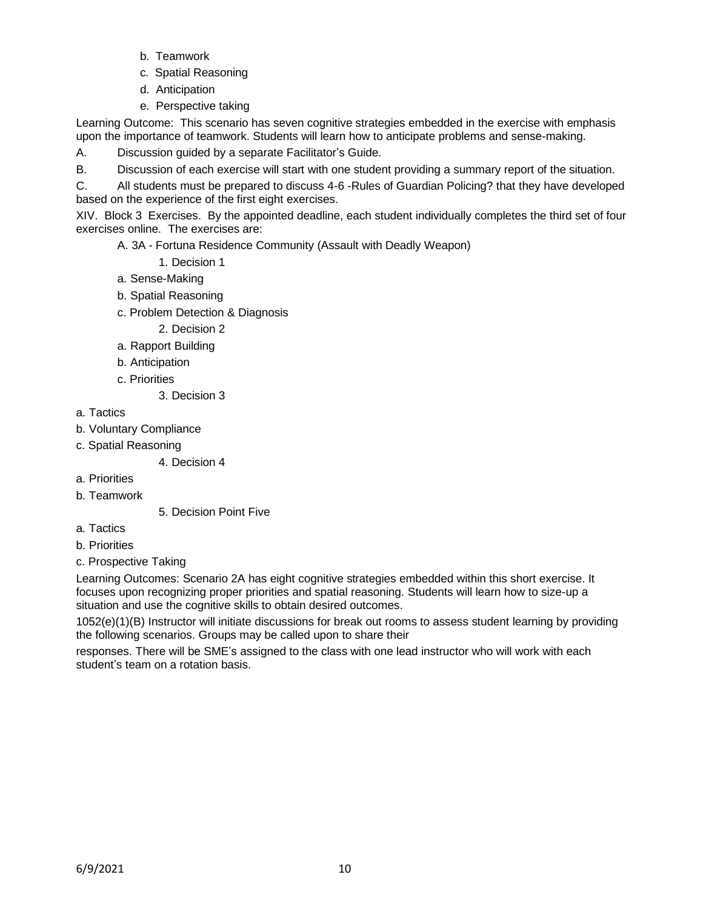b. Teamwork
c. Spatial Reasoning
d. Anticipation
e. Perspective taking

Learning Outcome: This scenario has seven cognitive strategies embedded in the exercise with emphasis upon the importance of teamwork. Students will learn how to anticipate problems and sense-making.

A. Discussion guided by a separate Facilitator's Guide.

B. Discussion of each exercise will start with one student providing a summary report of the situation.

C. All students must be prepared to discuss 4-6 -Rules of Guardian Policing? that they have developed based on the experience of the first eight exercises.

XIV. Block 3 Exercises. By the appointed deadline, each student individually completes the third set of four exercises online. The exercises are:

A. 3A - Fortuna Residence Community (Assault with Deadly Weapon)

1. Decision 1

a. Sense-Making
b. Spatial Reasoning
c. Problem Detection & Diagnosis

2. Decision 2

a. Rapport Building
b. Anticipation
c. Priorities

3. Decision 3

a. Tactics
b. Voluntary Compliance
c. Spatial Reasoning

4. Decision 4

a. Priorities
b. Teamwork

5. Decision Point Five

a. Tactics
b. Priorities
c. Prospective Taking

Learning Outcomes: Scenario 2A has eight cognitive strategies embedded within this short exercise. It focuses upon recognizing proper priorities and spatial reasoning. Students will learn how to size-up a situation and use the cognitive skills to obtain desired outcomes.

1052(e)(1)(B) Instructor will initiate discussions for break out rooms to assess student learning by providing the following scenarios. Groups may be called upon to share their

responses. There will be SME's assigned to the class with one lead instructor who will work with each student's team on a rotation basis.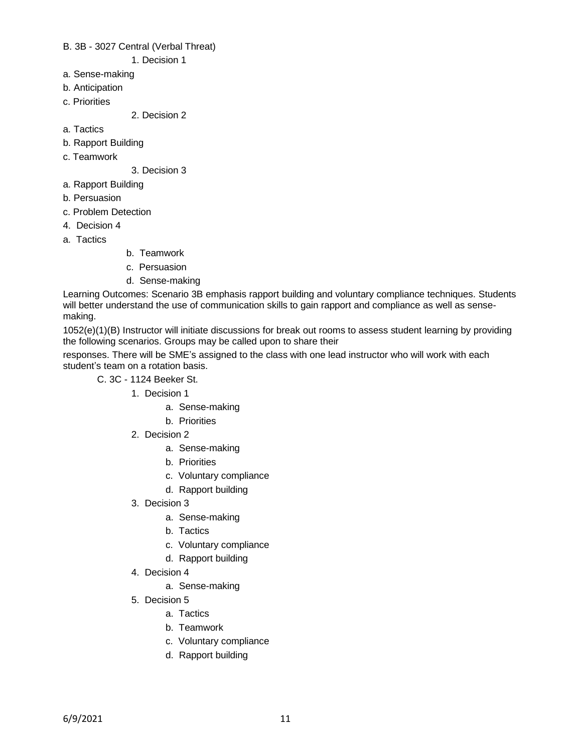B. 3B - 3027 Central (Verbal Threat)

1. Decision 1
    a. Sense-making
    b. Anticipation
    c. Priorities
2. Decision 2
    a. Tactics
    b. Rapport Building
    c. Teamwork
3. Decision 3
    a. Rapport Building
    b. Persuasion
    c. Problem Detection
4. Decision 4
    a. Tactics
    b. Teamwork
    c. Persuasion
    d. Sense-making

Learning Outcomes: Scenario 3B emphasis rapport building and voluntary compliance techniques. Students will better understand the use of communication skills to gain rapport and compliance as well as sense-making.

1052(e)(1)(B) Instructor will initiate discussions for break out rooms to assess student learning by providing the following scenarios. Groups may be called upon to share their responses. There will be SME's assigned to the class with one lead instructor who will work with each student's team on a rotation basis.

C. 3C - 1124 Beeker St.

1. Decision 1
    a. Sense-making
    b. Priorities
2. Decision 2
    a. Sense-making
    b. Priorities
    c. Voluntary compliance
    d. Rapport building
3. Decision 3
    a. Sense-making
    b. Tactics
    c. Voluntary compliance
    d. Rapport building
4. Decision 4
    a. Sense-making
5. Decision 5
    a. Tactics
    b. Teamwork
    c. Voluntary compliance
    d. Rapport building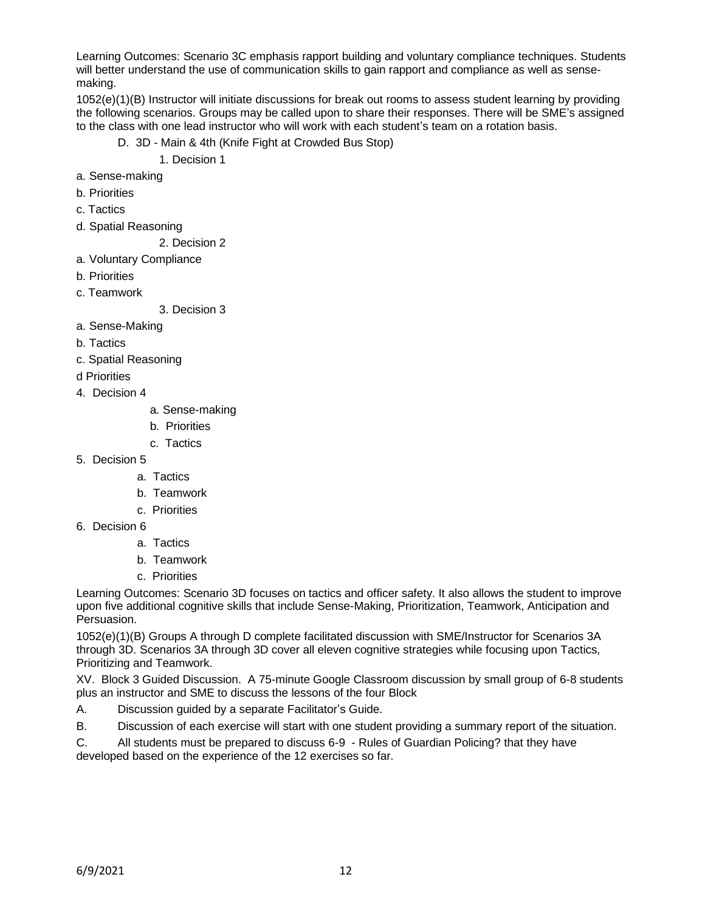Learning Outcomes: Scenario 3C emphasis rapport building and voluntary compliance techniques. Students will better understand the use of communication skills to gain rapport and compliance as well as sense-making.

1052(e)(1)(B) Instructor will initiate discussions for break out rooms to assess student learning by providing the following scenarios. Groups may be called upon to share their responses. There will be SME's assigned to the class with one lead instructor who will work with each student's team on a rotation basis.

D. 3D - Main & 4th (Knife Fight at Crowded Bus Stop)

1. Decision 1
   - a. Sense-making
   - b. Priorities
   - c. Tactics
   - d. Spatial Reasoning
2. Decision 2
   - a. Voluntary Compliance
   - b. Priorities
   - c. Teamwork
3. Decision 3
   - a. Sense-Making
   - b. Tactics
   - c. Spatial Reasoning
   - d Priorities
4. Decision 4
   - a. Sense-making
   - b. Priorities
   - c. Tactics
5. Decision 5
   - a. Tactics
   - b. Teamwork
   - c. Priorities
6. Decision 6
   - a. Tactics
   - b. Teamwork
   - c. Priorities

Learning Outcomes: Scenario 3D focuses on tactics and officer safety. It also allows the student to improve upon five additional cognitive skills that include Sense-Making, Prioritization, Teamwork, Anticipation and Persuasion.

1052(e)(1)(B) Groups A through D complete facilitated discussion with SME/Instructor for Scenarios 3A through 3D. Scenarios 3A through 3D cover all eleven cognitive strategies while focusing upon Tactics, Prioritizing and Teamwork.

XV. Block 3 Guided Discussion. A 75-minute Google Classroom discussion by small group of 6-8 students plus an instructor and SME to discuss the lessons of the four Block

A. Discussion guided by a separate Facilitator's Guide.

B. Discussion of each exercise will start with one student providing a summary report of the situation.

C. All students must be prepared to discuss 6-9 - Rules of Guardian Policing? that they have developed based on the experience of the 12 exercises so far.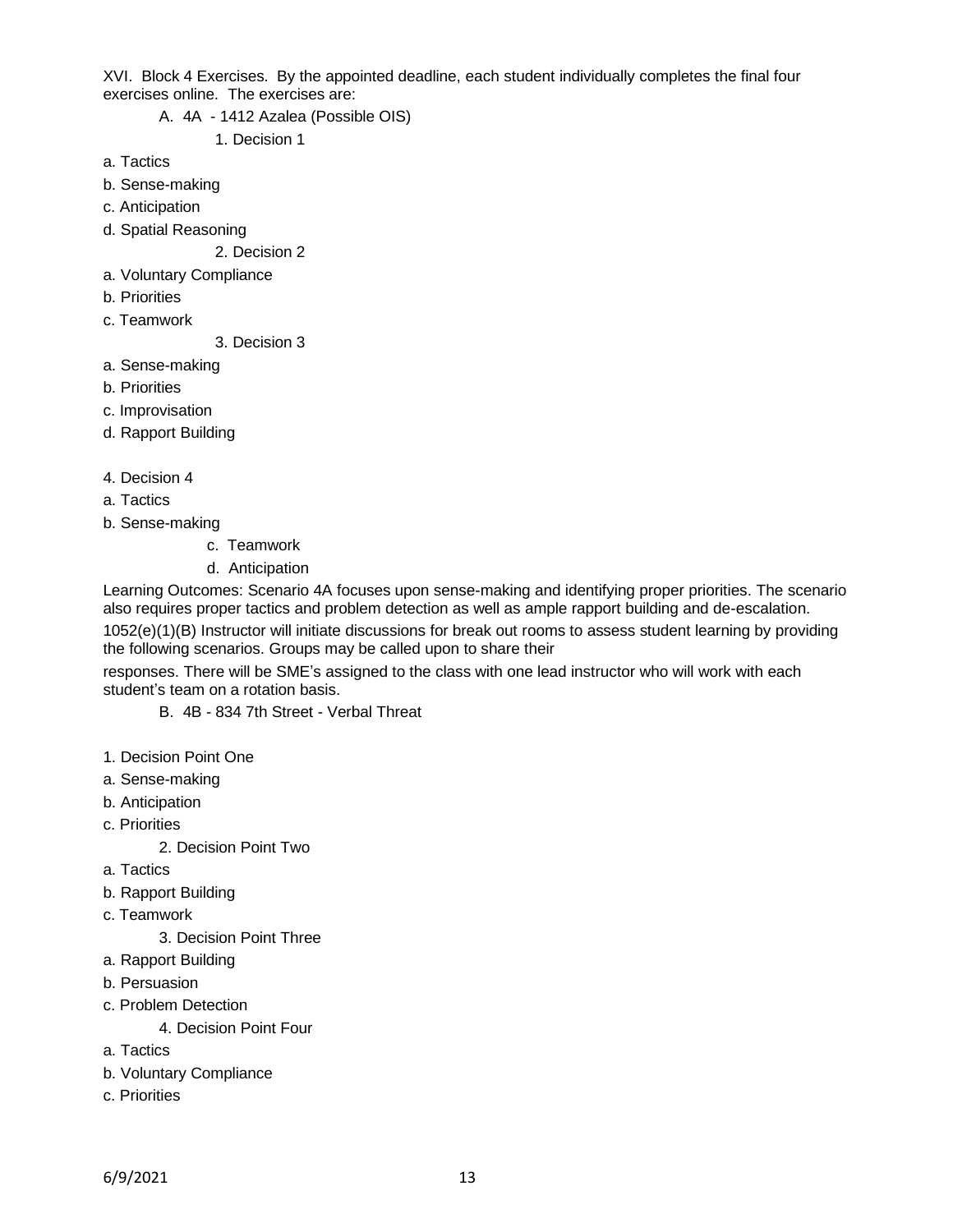XVI. Block 4 Exercises. By the appointed deadline, each student individually completes the final four exercises online. The exercises are:

A. 4A - 1412 Azalea (Possible OIS)

1. Decision 1

a. Tactics

b. Sense-making

c. Anticipation

d. Spatial Reasoning

2. Decision 2

a. Voluntary Compliance

b. Priorities

c. Teamwork

3. Decision 3

a. Sense-making

b. Priorities

c. Improvisation

d. Rapport Building

4. Decision 4

a. Tactics

b. Sense-making

c. Teamwork

d. Anticipation

Learning Outcomes: Scenario 4A focuses upon sense-making and identifying proper priorities. The scenario also requires proper tactics and problem detection as well as ample rapport building and de-escalation.

1052(e)(1)(B) Instructor will initiate discussions for break out rooms to assess student learning by providing the following scenarios. Groups may be called upon to share their

responses. There will be SME's assigned to the class with one lead instructor who will work with each student's team on a rotation basis.

B. 4B - 834 7th Street - Verbal Threat

1. Decision Point One

a. Sense-making

b. Anticipation

c. Priorities

2. Decision Point Two

a. Tactics

b. Rapport Building

c. Teamwork

3. Decision Point Three

a. Rapport Building

b. Persuasion

c. Problem Detection

4. Decision Point Four

a. Tactics

b. Voluntary Compliance

c. Priorities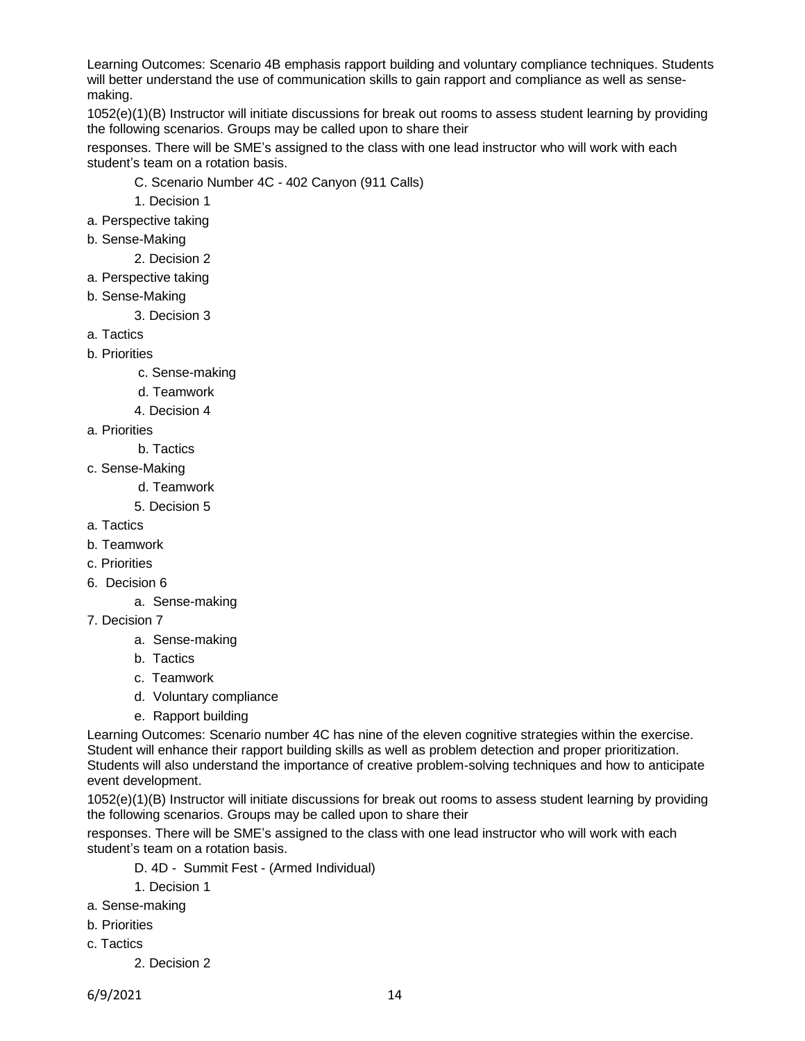Learning Outcomes: Scenario 4B emphasis rapport building and voluntary compliance techniques. Students will better understand the use of communication skills to gain rapport and compliance as well as sense-making.

1052(e)(1)(B) Instructor will initiate discussions for break out rooms to assess student learning by providing the following scenarios. Groups may be called upon to share their

responses. There will be SME's assigned to the class with one lead instructor who will work with each student's team on a rotation basis.

C. Scenario Number 4C - 402 Canyon (911 Calls)

1. Decision 1

a. Perspective taking

b. Sense-Making

2. Decision 2

a. Perspective taking

b. Sense-Making

3. Decision 3

a. Tactics

b. Priorities

c. Sense-making

d. Teamwork

4. Decision 4

a. Priorities

b. Tactics

c. Sense-Making

d. Teamwork

5. Decision 5

a. Tactics

b. Teamwork

c. Priorities

6. Decision 6

a. Sense-making

7. Decision 7

a. Sense-making

b. Tactics

c. Teamwork

d. Voluntary compliance

e. Rapport building

Learning Outcomes: Scenario number 4C has nine of the eleven cognitive strategies within the exercise. Student will enhance their rapport building skills as well as problem detection and proper prioritization. Students will also understand the importance of creative problem-solving techniques and how to anticipate event development.

1052(e)(1)(B) Instructor will initiate discussions for break out rooms to assess student learning by providing the following scenarios. Groups may be called upon to share their

responses. There will be SME's assigned to the class with one lead instructor who will work with each student's team on a rotation basis.

D. 4D - Summit Fest - (Armed Individual)

1. Decision 1

a. Sense-making

b. Priorities

c. Tactics

2. Decision 2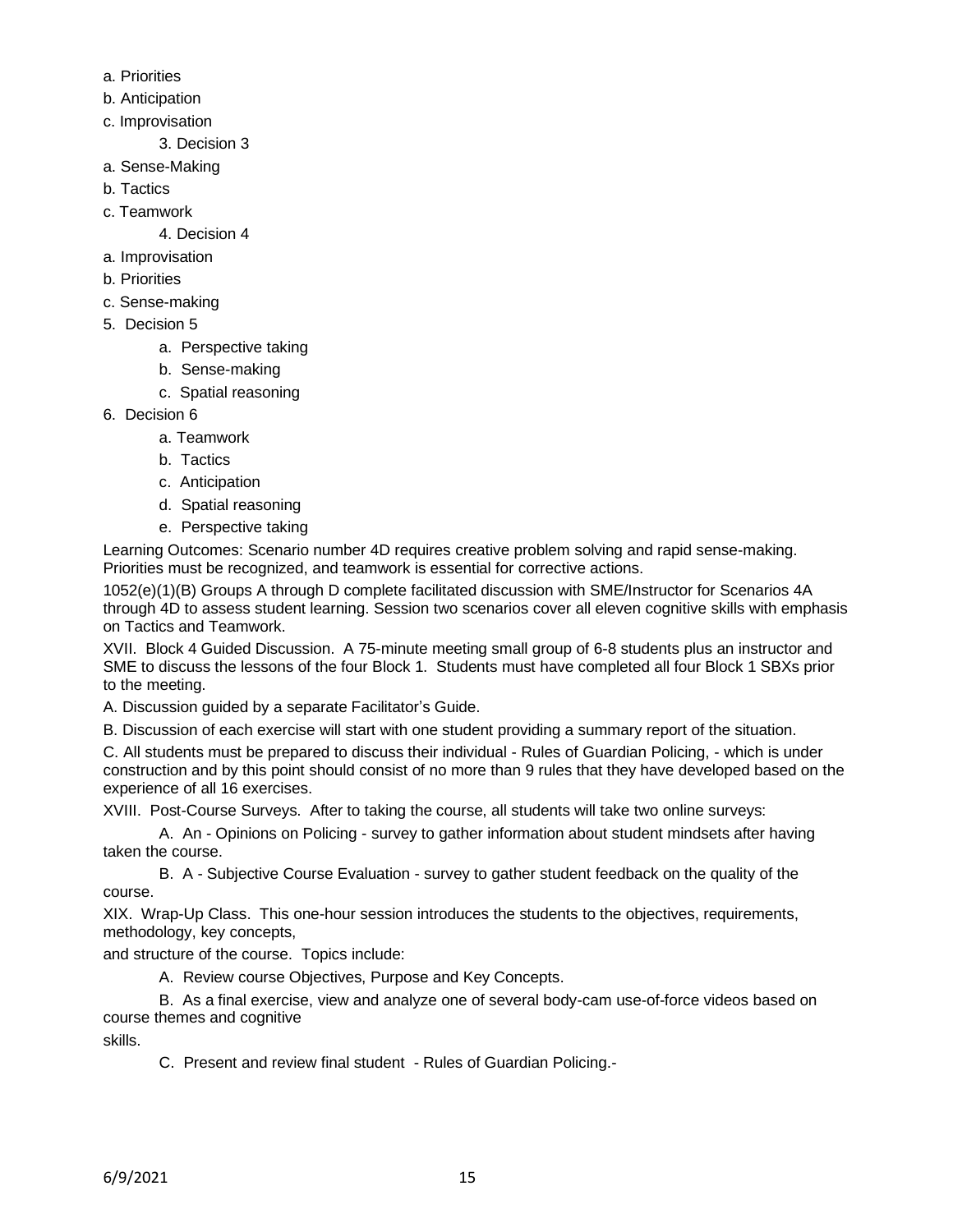a. Priorities

b. Anticipation

c. Improvisation

3. Decision 3

a. Sense-Making

b. Tactics

c. Teamwork

4. Decision 4

a. Improvisation

b. Priorities

c. Sense-making

5. Decision 5

   a. Perspective taking

   b. Sense-making

   c. Spatial reasoning

6. Decision 6

   a. Teamwork

   b. Tactics

   c. Anticipation

   d. Spatial reasoning

   e. Perspective taking

Learning Outcomes: Scenario number 4D requires creative problem solving and rapid sense-making. Priorities must be recognized, and teamwork is essential for corrective actions.

1052(e)(1)(B) Groups A through D complete facilitated discussion with SME/Instructor for Scenarios 4A through 4D to assess student learning. Session two scenarios cover all eleven cognitive skills with emphasis on Tactics and Teamwork.

XVII. Block 4 Guided Discussion. A 75-minute meeting small group of 6-8 students plus an instructor and SME to discuss the lessons of the four Block 1. Students must have completed all four Block 1 SBXs prior to the meeting.

A. Discussion guided by a separate Facilitator's Guide.

B. Discussion of each exercise will start with one student providing a summary report of the situation.

C. All students must be prepared to discuss their individual - Rules of Guardian Policing, - which is under construction and by this point should consist of no more than 9 rules that they have developed based on the experience of all 16 exercises.

XVIII. Post-Course Surveys. After to taking the course, all students will take two online surveys:

A. An - Opinions on Policing - survey to gather information about student mindsets after having taken the course.

B. A - Subjective Course Evaluation - survey to gather student feedback on the quality of the course.

XIX. Wrap-Up Class. This one-hour session introduces the students to the objectives, requirements, methodology, key concepts,

and structure of the course. Topics include:

A. Review course Objectives, Purpose and Key Concepts.

B. As a final exercise, view and analyze one of several body-cam use-of-force videos based on course themes and cognitive

skills.

C. Present and review final student - Rules of Guardian Policing.-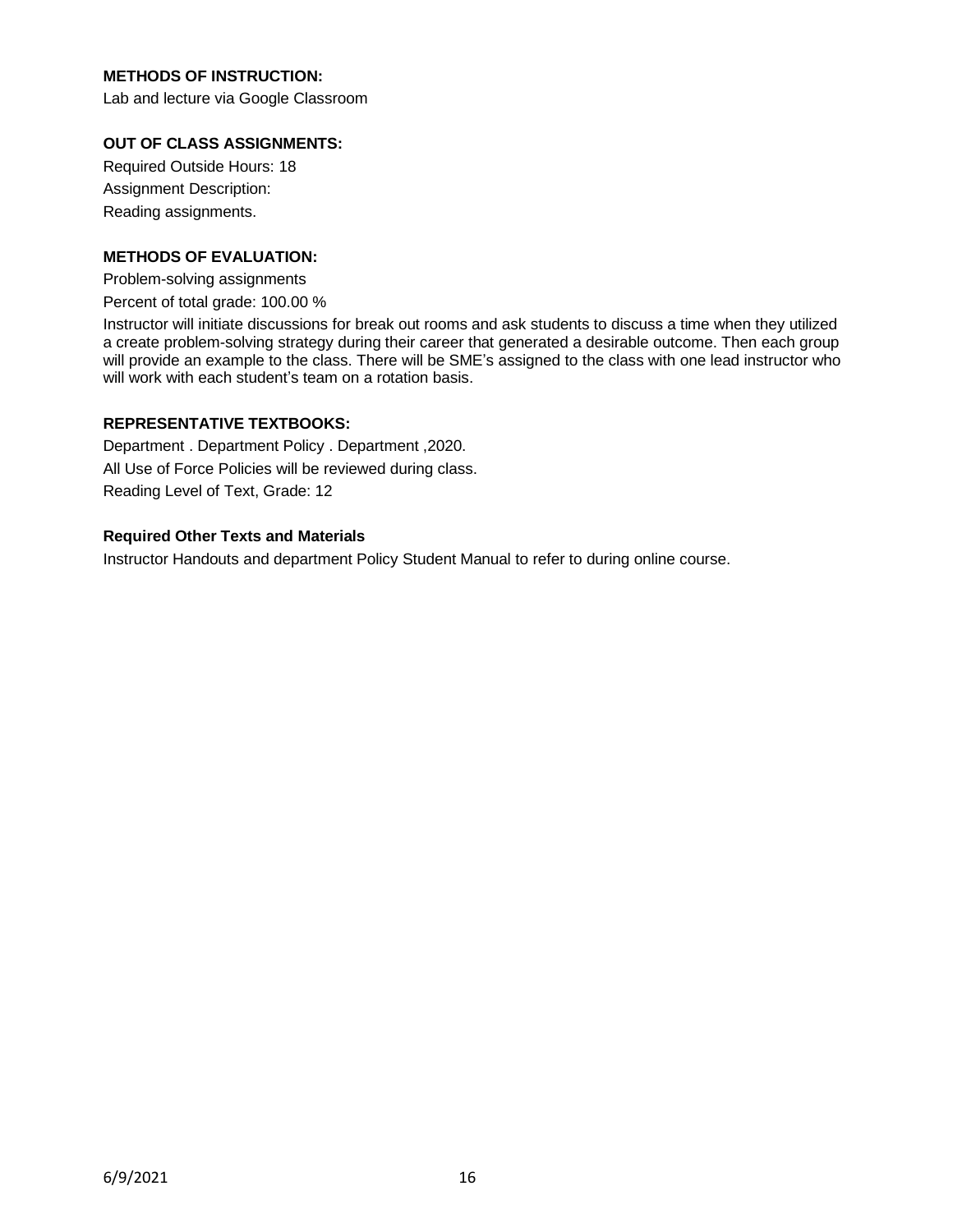**METHODS OF INSTRUCTION:**

Lab and lecture via Google Classroom

**OUT OF CLASS ASSIGNMENTS:**

Required Outside Hours: 18

Assignment Description:

Reading assignments.

**METHODS OF EVALUATION:**

Problem-solving assignments

Percent of total grade: 100.00 %

Instructor will initiate discussions for break out rooms and ask students to discuss a time when they utilized a create problem-solving strategy during their career that generated a desirable outcome. Then each group will provide an example to the class. There will be SME's assigned to the class with one lead instructor who will work with each student's team on a rotation basis.

**REPRESENTATIVE TEXTBOOKS:**

Department . Department Policy . Department ,2020.

All Use of Force Policies will be reviewed during class.

Reading Level of Text, Grade: 12

**Required Other Texts and Materials**

Instructor Handouts and department Policy Student Manual to refer to during online course.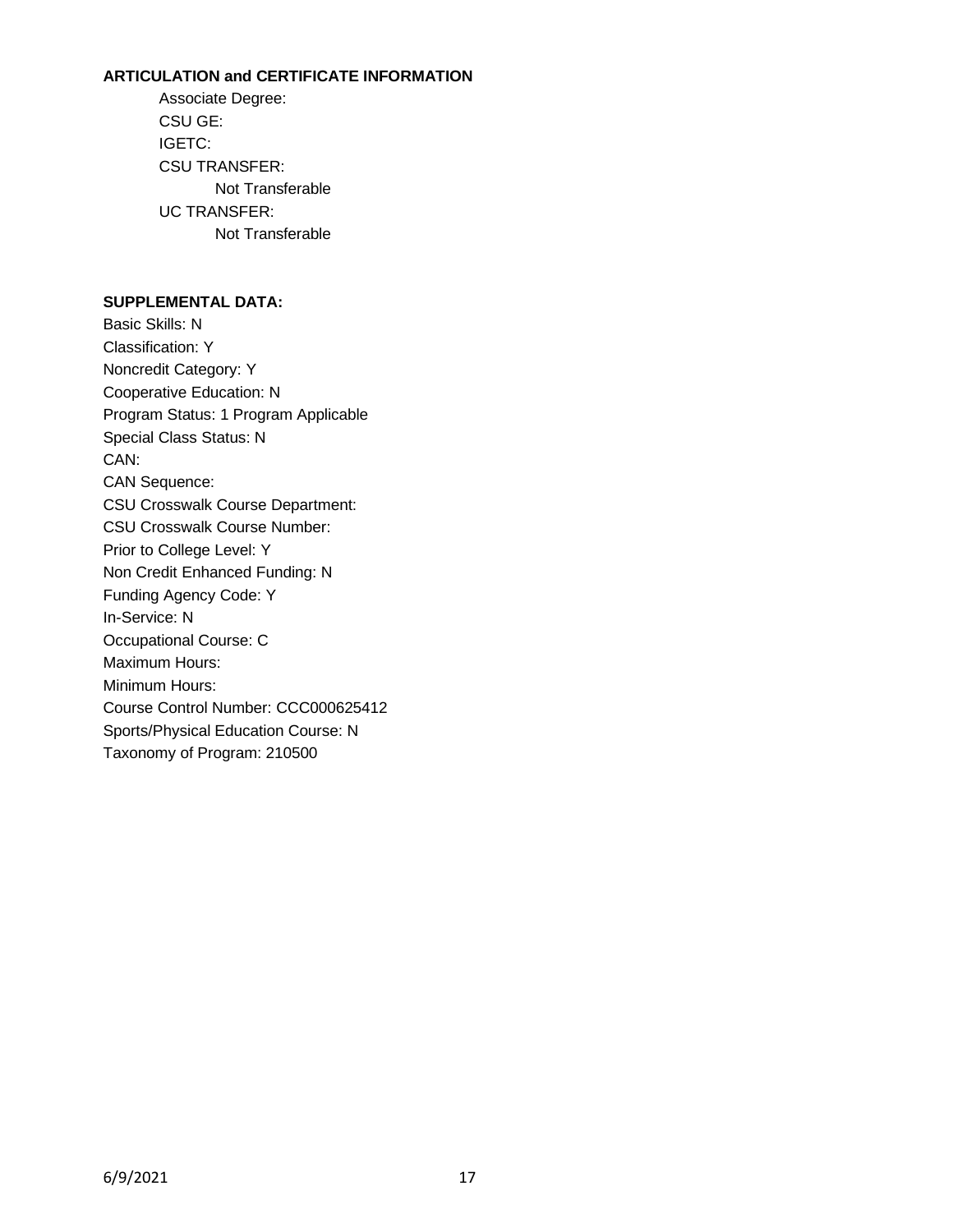**ARTICULATION and CERTIFICATE INFORMATION**

Associate Degree:
CSU GE:
IGETC:
CSU TRANSFER:
    Not Transferable
UC TRANSFER:
    Not Transferable

**SUPPLEMENTAL DATA:**

Basic Skills: N
Classification: Y
Noncredit Category: Y
Cooperative Education: N
Program Status: 1 Program Applicable
Special Class Status: N
CAN:
CAN Sequence:
CSU Crosswalk Course Department:
CSU Crosswalk Course Number:
Prior to College Level: Y
Non Credit Enhanced Funding: N
Funding Agency Code: Y
In-Service: N
Occupational Course: C
Maximum Hours:
Minimum Hours:
Course Control Number: CCC000625412
Sports/Physical Education Course: N
Taxonomy of Program: 210500